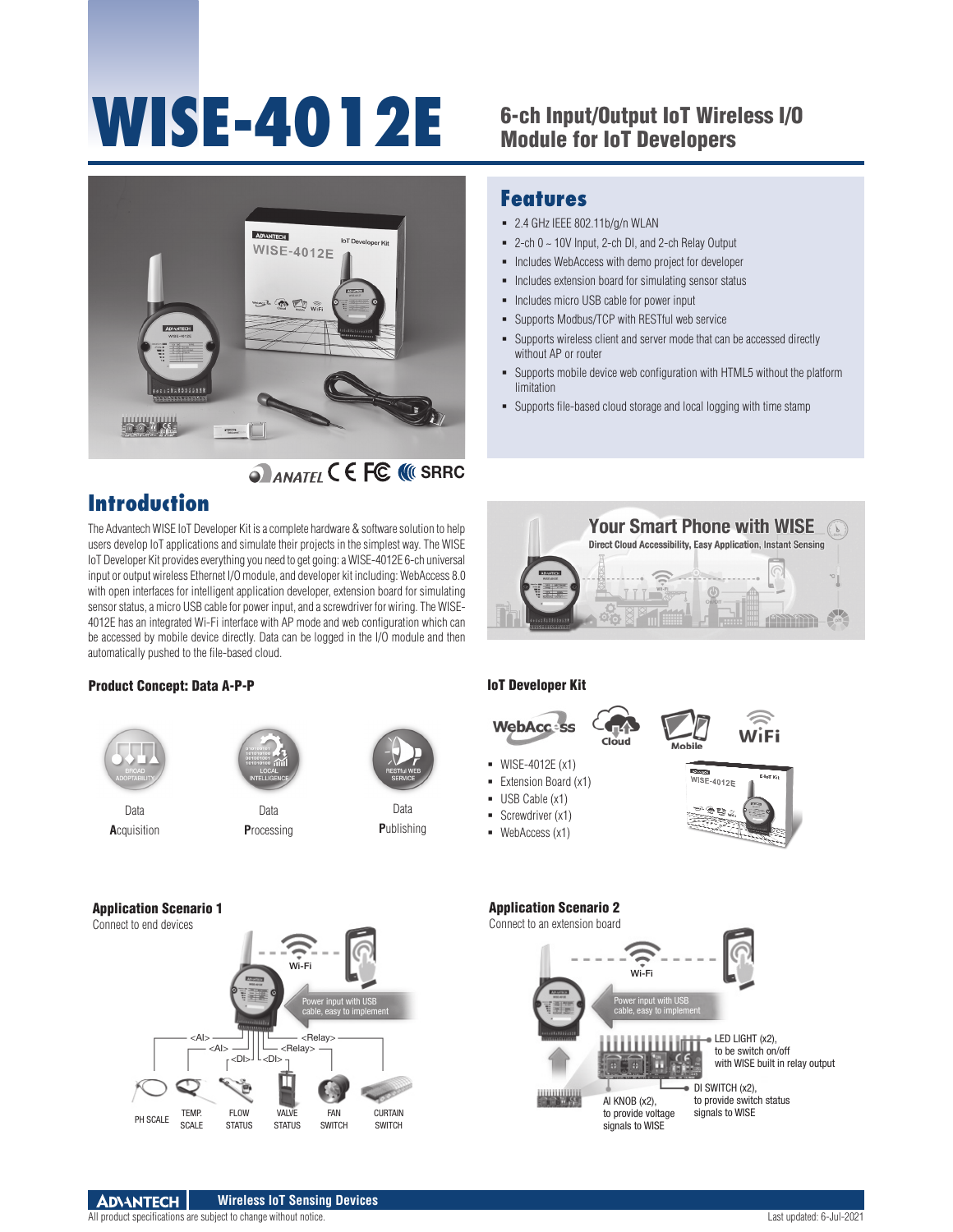# WISE-4012E

## 6-ch Input/Output IoT Wireless I/O Module for IoT Developers

## Features

- 2.4 GHz IEEE 802.11b/g/n WLAN
- 2-ch 0 ~ 10V Input, 2-ch DI, and 2-ch Relay Output
- Includes WebAccess with demo project for developer
- Includes extension board for simulating sensor status
- Includes micro USB cable for power input
- Supports Modbus/TCP with RESTful web service
- Supports wireless client and server mode that can be accessed directly without AP or router
- Supports mobile device web configuration with HTML5 without the platform limitation
- Supports file-based cloud storage and local logging with time stamp

## Introduction

The Advantech WISE IoT Developer Kit is a complete hardware & software solution to help users develop IoT applications and simulate their projects in the simplest way. The WISE IoT Developer Kit provides everything you need to get going: a WISE-4012E 6-ch universal input or output wireless Ethernet I/O module, and developer kit including: WebAccess 8.0 with open interfaces for intelligent application developer, extension board for simulating sensor status, a micro USB cable for power input, and a screwdriver for wiring. The WISE-4012E has an integrated Wi-Fi interface with AP mode and web configuration which can be accessed by mobile device directly. Data can be logged in the I/O module and then automatically pushed to the file-based cloud.

### Your Smart Phone with WISE

Direct Cloud Accessibility, Easy Application, Instant Sensing

### Product Concept: Data A-P-P

- Data **A**cquisition
- Data **P**rocessing
- Data **P**ublishing

### IoT Developer Kit

- WISE-4012E (x1)
- Extension Board (x1)
- USB Cable (x1)
- Screwdriver (x1)
- WebAccess (x1)

### Application Scenario 1

Connect to end devices

Power input with USB cable, easy to implement

<AI>, <AI>, <DI>, <DI>, <Relay>, <Relay>

PH SCALE, TEMP. SCALE, FLOW STATUS, VALVE STATUS, FAN SWITCH, CURTAIN SWITCH

### Application Scenario 2

Connect to an extension board

Power input with USB cable, easy to implement

- LED LIGHT (x2), to be switch on/off with WISE built in relay output
- DI SWITCH (x2), to provide switch status signals to WISE
- AI KNOB (x2), to provide voltage signals to WISE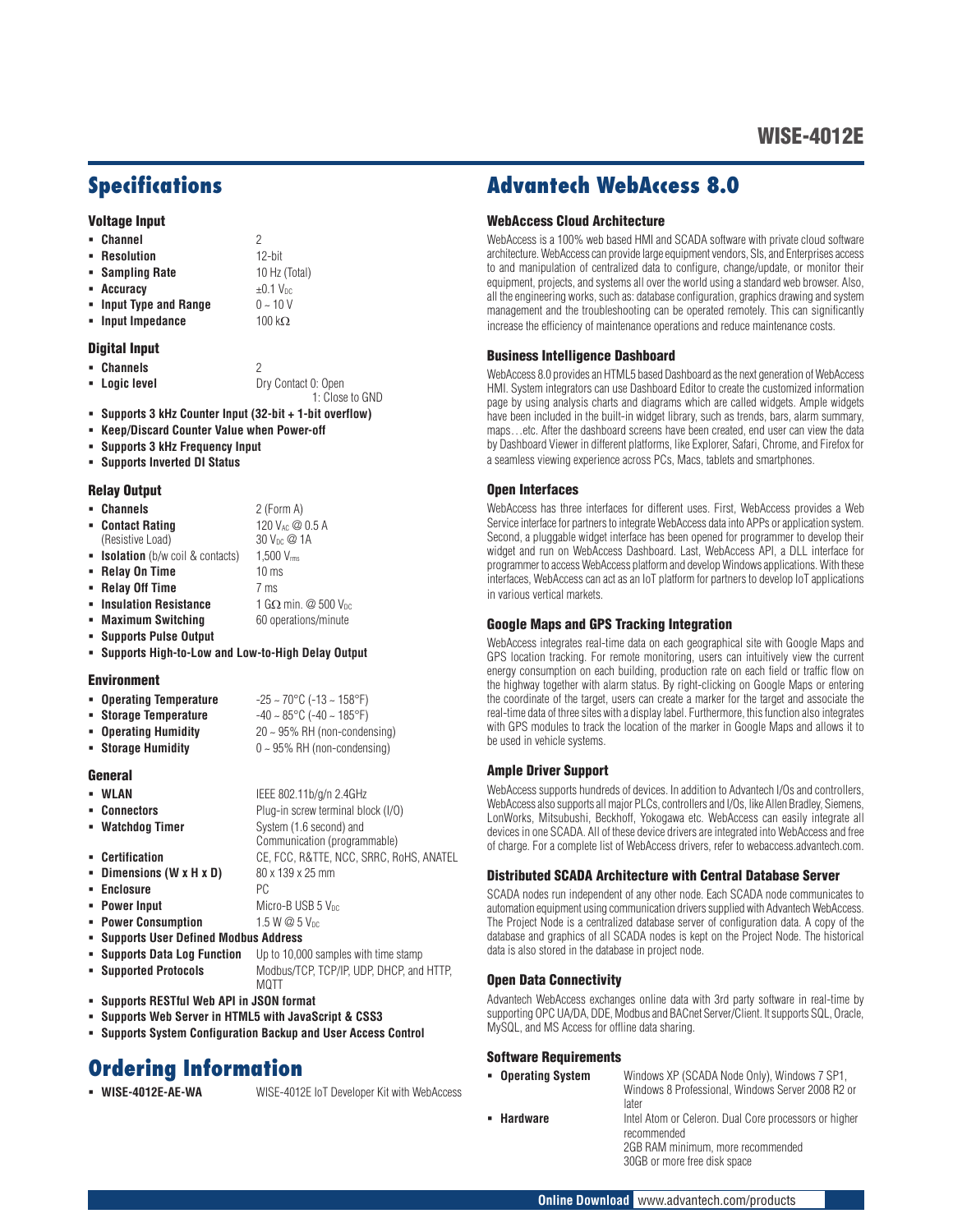# WISE-4012E

## Specifications

### Voltage Input

- **Channel** 2
- **Resolution** 12-bit
- **Sampling Rate** 10 Hz (Total)
- **Accuracy** ±0.1 $V_{DC}$
- **Input Type and Range** 0 ~ 10 V
- **Input Impedance** 100 kΩ

### Digital Input

- **Channels** 2
- **Logic level** Dry Contact 0: Open
  1: Close to GND
- **Supports 3 kHz Counter Input (32-bit + 1-bit overflow)**
- **Keep/Discard Counter Value when Power-off**
- **Supports 3 kHz Frequency Input**
- **Supports Inverted DI Status**

### Relay Output

- **Channels** 2 (Form A)
- **Contact Rating** (Resistive Load) 120 $V_{AC}$ @ 0.5 A
  30 $V_{DC}$ @ 1A
- **Isolation** (b/w coil & contacts) 1,500 $V_{rms}$
- **Relay On Time** 10 ms
- **Relay Off Time** 7 ms
- **Insulation Resistance** 1 GΩ min. @ 500 $V_{DC}$
- **Maximum Switching** 60 operations/minute
- **Supports Pulse Output**
- **Supports High-to-Low and Low-to-High Delay Output**

### Environment

- **Operating Temperature** -25 ~ 70°C (-13 ~ 158°F)
- **Storage Temperature** -40 ~ 85°C (-40 ~ 185°F)
- **Operating Humidity** 20 ~ 95% RH (non-condensing)
- **Storage Humidity** 0 ~ 95% RH (non-condensing)

### General

- **WLAN** IEEE 802.11b/g/n 2.4GHz
- **Connectors** Plug-in screw terminal block (I/O)
- **Watchdog Timer** System (1.6 second) and Communication (programmable)
- **Certification** CE, FCC, R&TTE, NCC, SRRC, RoHS, ANATEL
- **Dimensions (W x H x D)** 80 x 139 x 25 mm
- **Enclosure** PC
- **Power Input** Micro-B USB 5 $V_{DC}$
- **Power Consumption** 1.5 W @ 5 $V_{DC}$
- **Supports User Defined Modbus Address**
- **Supports Data Log Function** Up to 10,000 samples with time stamp
- **Supported Protocols** Modbus/TCP, TCP/IP, UDP, DHCP, and HTTP, MQTT
- **Supports RESTful Web API in JSON format**
- **Supports Web Server in HTML5 with JavaScript & CSS3**
- **Supports System Configuration Backup and User Access Control**

## Ordering Information

- **WISE-4012E-AE-WA** WISE-4012E IoT Developer Kit with WebAccess

## Advantech WebAccess 8.0

### WebAccess Cloud Architecture

WebAccess is a 100% web based HMI and SCADA software with private cloud software architecture. WebAccess can provide large equipment vendors, SIs, and Enterprises access to and manipulation of centralized data to configure, change/update, or monitor their equipment, projects, and systems all over the world using a standard web browser. Also, all the engineering works, such as: database configuration, graphics drawing and system management and the troubleshooting can be operated remotely. This can significantly increase the efficiency of maintenance operations and reduce maintenance costs.

### Business Intelligence Dashboard

WebAccess 8.0 provides an HTML5 based Dashboard as the next generation of WebAccess HMI. System integrators can use Dashboard Editor to create the customized information page by using analysis charts and diagrams which are called widgets. Ample widgets have been included in the built-in widget library, such as trends, bars, alarm summary, maps…etc. After the dashboard screens have been created, end user can view the data by Dashboard Viewer in different platforms, like Explorer, Safari, Chrome, and Firefox for a seamless viewing experience across PCs, Macs, tablets and smartphones.

### Open Interfaces

WebAccess has three interfaces for different uses. First, WebAccess provides a Web Service interface for partners to integrate WebAccess data into APPs or application system. Second, a pluggable widget interface has been opened for programmer to develop their widget and run on WebAccess Dashboard. Last, WebAccess API, a DLL interface for programmer to access WebAccess platform and develop Windows applications. With these interfaces, WebAccess can act as an IoT platform for partners to develop IoT applications in various vertical markets.

### Google Maps and GPS Tracking Integration

WebAccess integrates real-time data on each geographical site with Google Maps and GPS location tracking. For remote monitoring, users can intuitively view the current energy consumption on each building, production rate on each field or traffic flow on the highway together with alarm status. By right-clicking on Google Maps or entering the coordinate of the target, users can create a marker for the target and associate the real-time data of three sites with a display label. Furthermore, this function also integrates with GPS modules to track the location of the marker in Google Maps and allows it to be used in vehicle systems.

### Ample Driver Support

WebAccess supports hundreds of devices. In addition to Advantech I/Os and controllers, WebAccess also supports all major PLCs, controllers and I/Os, like Allen Bradley, Siemens, LonWorks, Mitsubishi, Beckhoff, Yokogawa etc. WebAccess can easily integrate all devices in one SCADA. All of these device drivers are integrated into WebAccess and free of charge. For a complete list of WebAccess drivers, refer to webaccess.advantech.com.

### Distributed SCADA Architecture with Central Database Server

SCADA nodes run independent of any other node. Each SCADA node communicates to automation equipment using communication drivers supplied with Advantech WebAccess. The Project Node is a centralized database server of configuration data. A copy of the database and graphics of all SCADA nodes is kept on the Project Node. The historical data is also stored in the database in project node.

### Open Data Connectivity

Advantech WebAccess exchanges online data with 3rd party software in real-time by supporting OPC UA/DA, DDE, Modbus and BACnet Server/Client. It supports SQL, Oracle, MySQL, and MS Access for offline data sharing.

### Software Requirements

- **Operating System** Windows XP (SCADA Node Only), Windows 7 SP1, Windows 8 Professional, Windows Server 2008 R2 or later
- **Hardware** Intel Atom or Celeron. Dual Core processors or higher recommended
  2GB RAM minimum, more recommended
  30GB or more free disk space

**Online Download** www.advantech.com/products